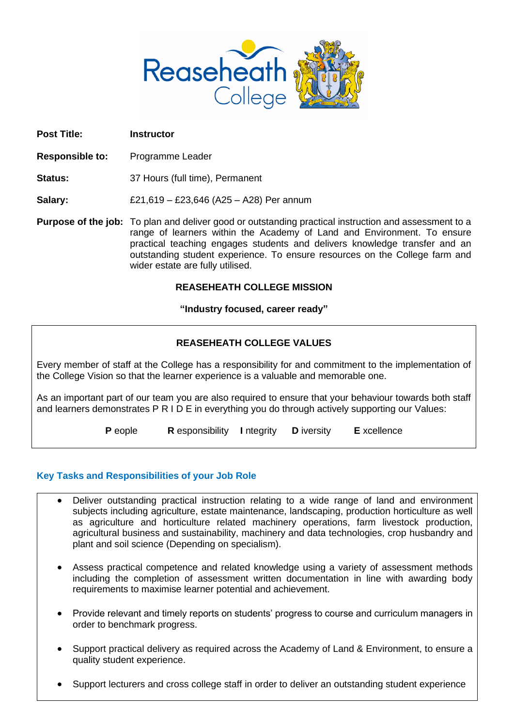**Post Title:** **Instructor**

**Responsible to:** Programme Leader

**Status:** 37 Hours (full time), Permanent

**Salary:** £21,619 – £23,646 (A25 – A28) Per annum

**Purpose of the job:** To plan and deliver good or outstanding practical instruction and assessment to a range of learners within the Academy of Land and Environment. To ensure practical teaching engages students and delivers knowledge transfer and an outstanding student experience. To ensure resources on the College farm and wider estate are fully utilised.

**REASEHEATH COLLEGE MISSION**

**"Industry focused, career ready"**

**REASEHEATH COLLEGE VALUES**

Every member of staff at the College has a responsibility for and commitment to the implementation of the College Vision so that the learner experience is a valuable and memorable one.

As an important part of our team you are also required to ensure that your behaviour towards both staff and learners demonstrates P R I D E in everything you do through actively supporting our Values:

**P** eople **R** esponsibility **I** ntegrity **D** iversity **E** xcellence

## Key Tasks and Responsibilities of your Job Role

- Deliver outstanding practical instruction relating to a wide range of land and environment subjects including agriculture, estate maintenance, landscaping, production horticulture as well as agriculture and horticulture related machinery operations, farm livestock production, agricultural business and sustainability, machinery and data technologies, crop husbandry and plant and soil science (Depending on specialism).

- Assess practical competence and related knowledge using a variety of assessment methods including the completion of assessment written documentation in line with awarding body requirements to maximise learner potential and achievement.

- Provide relevant and timely reports on students' progress to course and curriculum managers in order to benchmark progress.

- Support practical delivery as required across the Academy of Land & Environment, to ensure a quality student experience.

- Support lecturers and cross college staff in order to deliver an outstanding student experience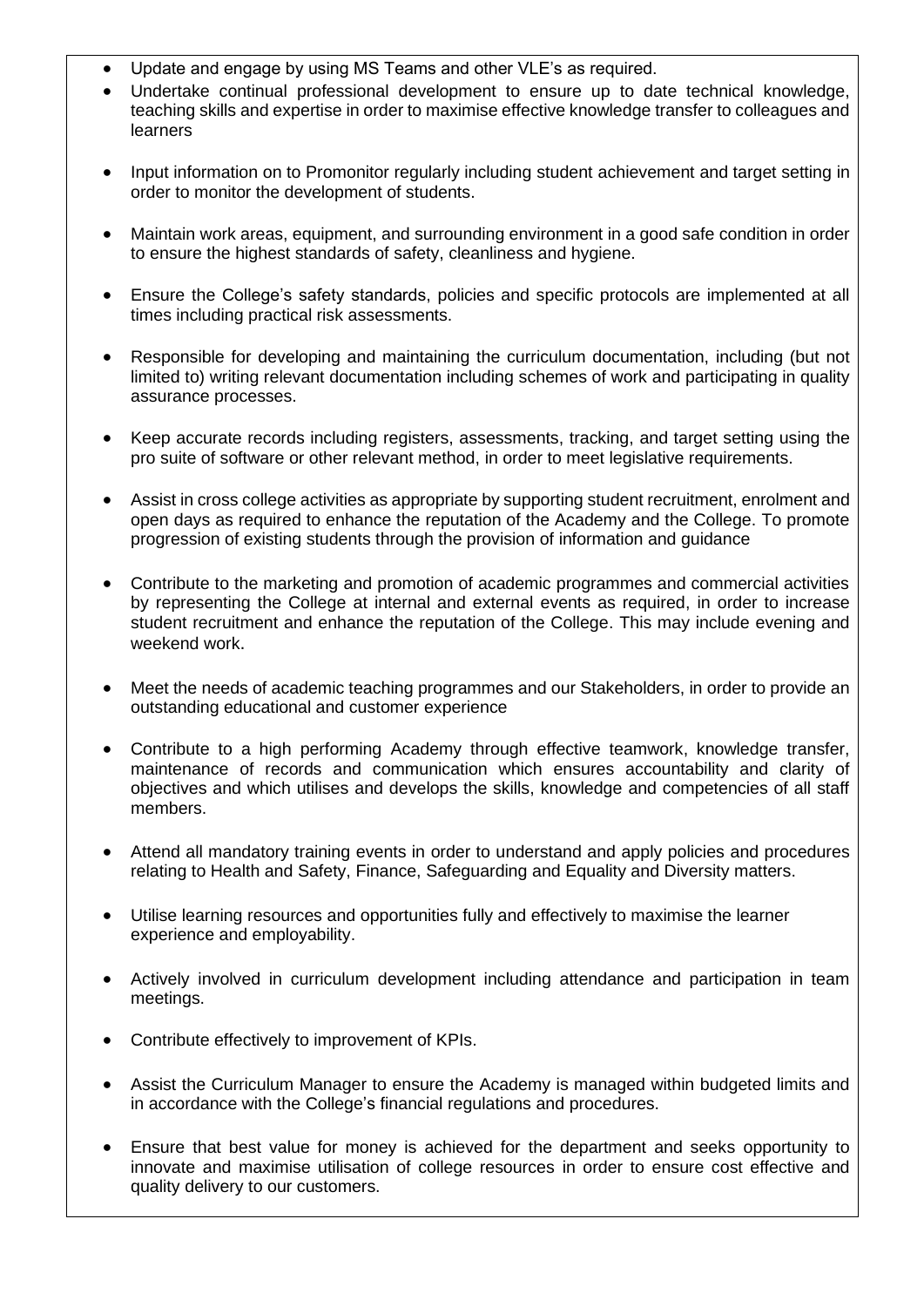- Update and engage by using MS Teams and other VLE's as required.
- Undertake continual professional development to ensure up to date technical knowledge, teaching skills and expertise in order to maximise effective knowledge transfer to colleagues and learners
- Input information on to Promonitor regularly including student achievement and target setting in order to monitor the development of students.
- Maintain work areas, equipment, and surrounding environment in a good safe condition in order to ensure the highest standards of safety, cleanliness and hygiene.
- Ensure the College's safety standards, policies and specific protocols are implemented at all times including practical risk assessments.
- Responsible for developing and maintaining the curriculum documentation, including (but not limited to) writing relevant documentation including schemes of work and participating in quality assurance processes.
- Keep accurate records including registers, assessments, tracking, and target setting using the pro suite of software or other relevant method, in order to meet legislative requirements.
- Assist in cross college activities as appropriate by supporting student recruitment, enrolment and open days as required to enhance the reputation of the Academy and the College. To promote progression of existing students through the provision of information and guidance
- Contribute to the marketing and promotion of academic programmes and commercial activities by representing the College at internal and external events as required, in order to increase student recruitment and enhance the reputation of the College. This may include evening and weekend work.
- Meet the needs of academic teaching programmes and our Stakeholders, in order to provide an outstanding educational and customer experience
- Contribute to a high performing Academy through effective teamwork, knowledge transfer, maintenance of records and communication which ensures accountability and clarity of objectives and which utilises and develops the skills, knowledge and competencies of all staff members.
- Attend all mandatory training events in order to understand and apply policies and procedures relating to Health and Safety, Finance, Safeguarding and Equality and Diversity matters.
- Utilise learning resources and opportunities fully and effectively to maximise the learner experience and employability.
- Actively involved in curriculum development including attendance and participation in team meetings.
- Contribute effectively to improvement of KPIs.
- Assist the Curriculum Manager to ensure the Academy is managed within budgeted limits and in accordance with the College's financial regulations and procedures.
- Ensure that best value for money is achieved for the department and seeks opportunity to innovate and maximise utilisation of college resources in order to ensure cost effective and quality delivery to our customers.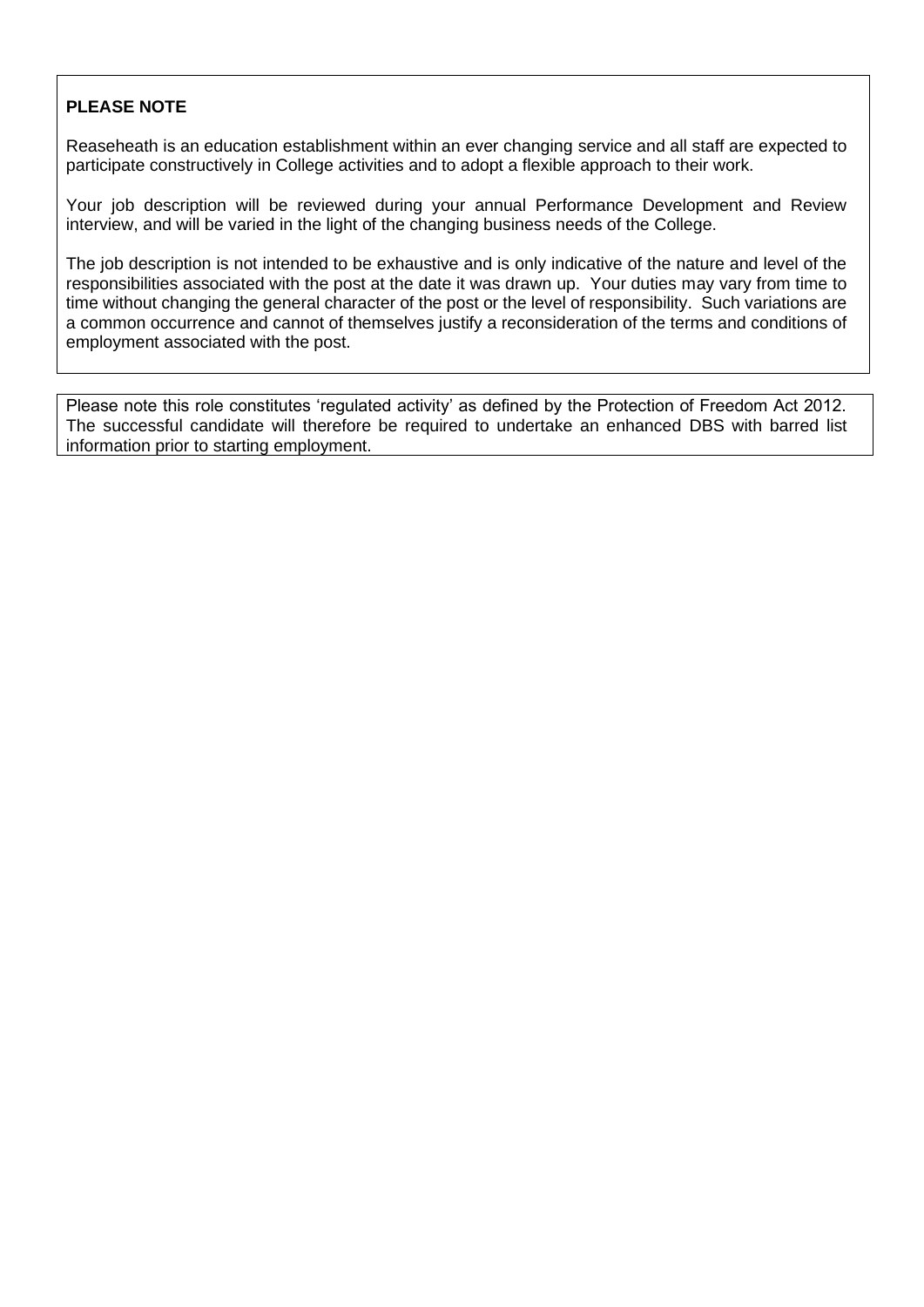**PLEASE NOTE**

Reaseheath is an education establishment within an ever changing service and all staff are expected to participate constructively in College activities and to adopt a flexible approach to their work.

Your job description will be reviewed during your annual Performance Development and Review interview, and will be varied in the light of the changing business needs of the College.

The job description is not intended to be exhaustive and is only indicative of the nature and level of the responsibilities associated with the post at the date it was drawn up. Your duties may vary from time to time without changing the general character of the post or the level of responsibility. Such variations are a common occurrence and cannot of themselves justify a reconsideration of the terms and conditions of employment associated with the post.

Please note this role constitutes 'regulated activity' as defined by the Protection of Freedom Act 2012. The successful candidate will therefore be required to undertake an enhanced DBS with barred list information prior to starting employment.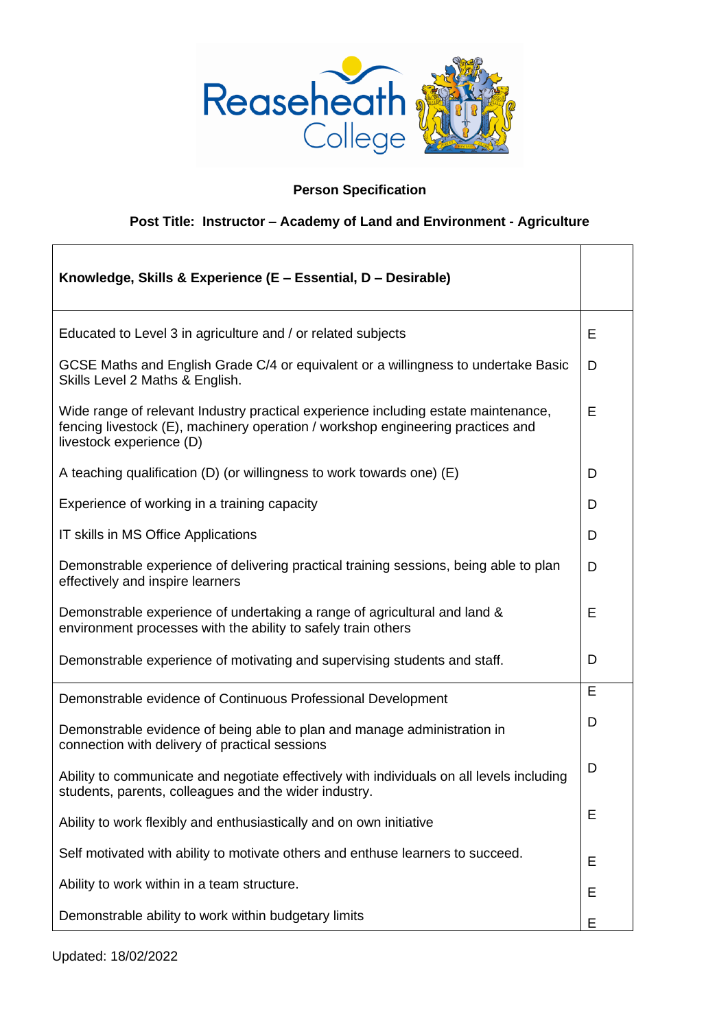**Person Specification**

**Post Title: Instructor – Academy of Land and Environment - Agriculture**

| **Knowledge, Skills & Experience (E – Essential, D – Desirable)** | |
|---|---|
| Educated to Level 3 in agriculture and / or related subjects | E |
| GCSE Maths and English Grade C/4 or equivalent or a willingness to undertake Basic Skills Level 2 Maths & English. | D |
| Wide range of relevant Industry practical experience including estate maintenance, fencing livestock (E), machinery operation / workshop engineering practices and livestock experience (D) | E |
| A teaching qualification (D) (or willingness to work towards one) (E) | D |
| Experience of working in a training capacity | D |
| IT skills in MS Office Applications | D |
| Demonstrable experience of delivering practical training sessions, being able to plan effectively and inspire learners | D |
| Demonstrable experience of undertaking a range of agricultural and land & environment processes with the ability to safely train others | E |
| Demonstrable experience of motivating and supervising students and staff. | D |
| Demonstrable evidence of Continuous Professional Development | E |
| Demonstrable evidence of being able to plan and manage administration in connection with delivery of practical sessions | D |
| Ability to communicate and negotiate effectively with individuals on all levels including students, parents, colleagues and the wider industry. | D |
| Ability to work flexibly and enthusiastically and on own initiative | E |
| Self motivated with ability to motivate others and enthuse learners to succeed. | E |
| Ability to work within in a team structure. | E |
| Demonstrable ability to work within budgetary limits | E |

Updated: 18/02/2022